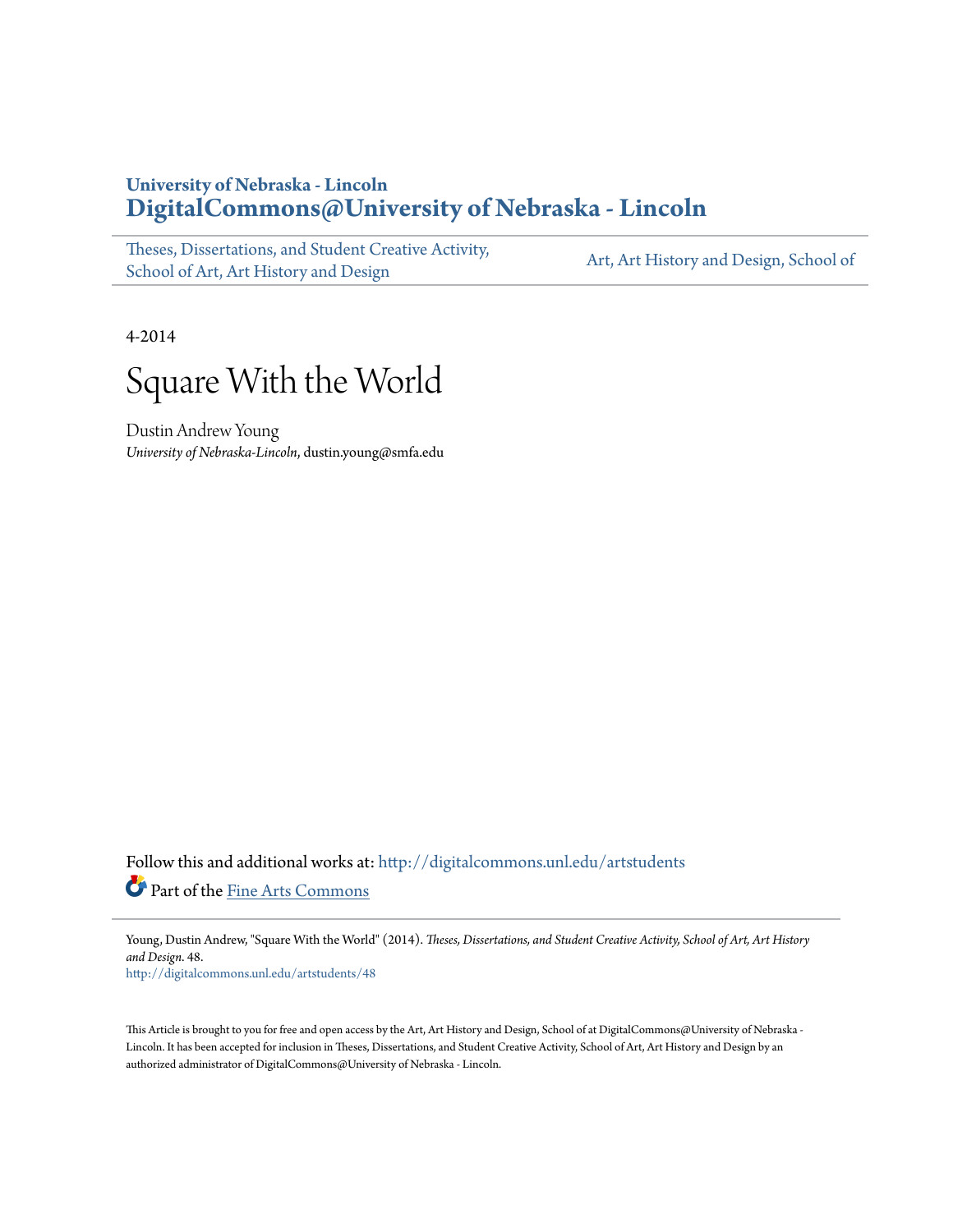**University of Nebraska - Lincoln**
**DigitalCommons@University of Nebraska - Lincoln**

Theses, Dissertations, and Student Creative Activity, School of Art, Art History and Design | Art, Art History and Design, School of

4-2014

# Square With the World

Dustin Andrew Young
*University of Nebraska-Lincoln*, dustin.young@smfa.edu

Follow this and additional works at: http://digitalcommons.unl.edu/artstudents

Part of the Fine Arts Commons

Young, Dustin Andrew, "Square With the World" (2014). *Theses, Dissertations, and Student Creative Activity, School of Art, Art History and Design*. 48.
http://digitalcommons.unl.edu/artstudents/48

This Article is brought to you for free and open access by the Art, Art History and Design, School of at DigitalCommons@University of Nebraska - Lincoln. It has been accepted for inclusion in Theses, Dissertations, and Student Creative Activity, School of Art, Art History and Design by an authorized administrator of DigitalCommons@University of Nebraska - Lincoln.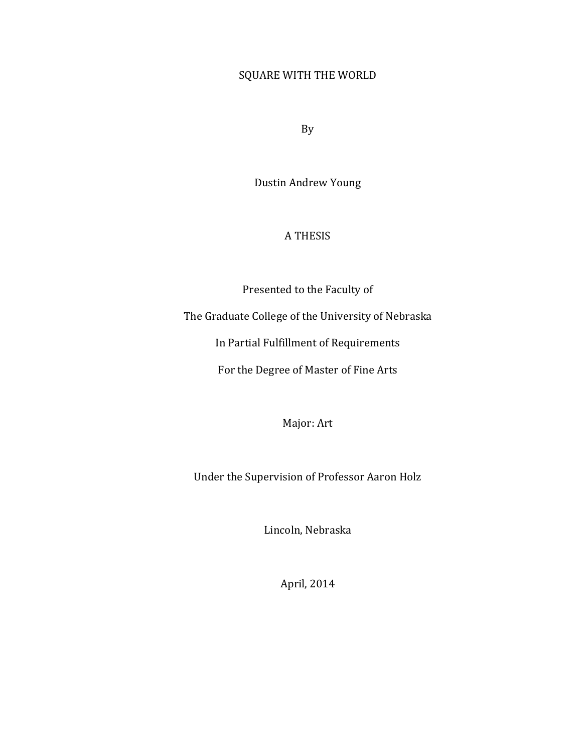SQUARE WITH THE WORLD

By

Dustin Andrew Young

A THESIS

Presented to the Faculty of

The Graduate College of the University of Nebraska

In Partial Fulfillment of Requirements

For the Degree of Master of Fine Arts

Major: Art

Under the Supervision of Professor Aaron Holz

Lincoln, Nebraska

April, 2014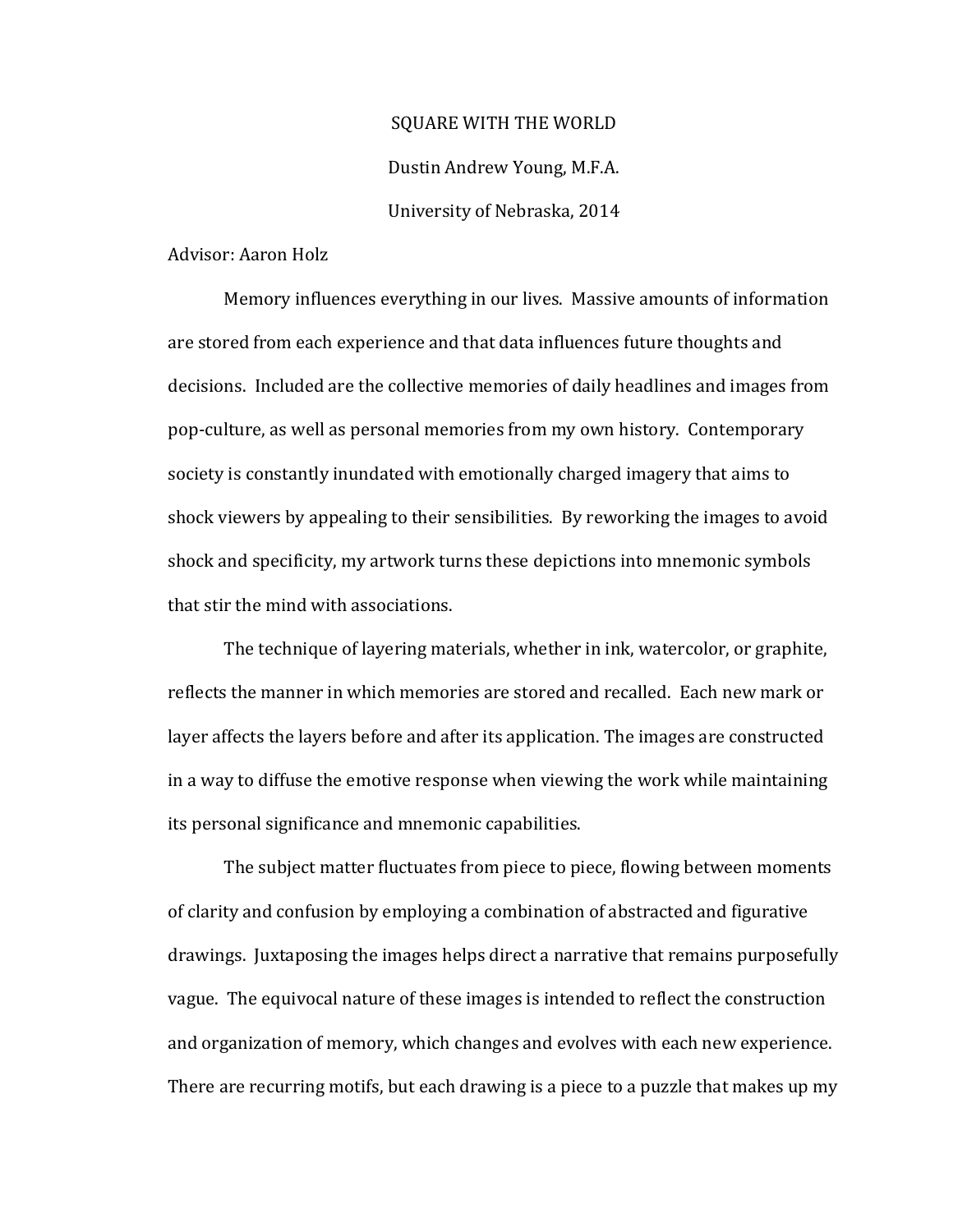SQUARE WITH THE WORLD

Dustin Andrew Young, M.F.A.

University of Nebraska, 2014

Advisor: Aaron Holz

Memory influences everything in our lives. Massive amounts of information are stored from each experience and that data influences future thoughts and decisions. Included are the collective memories of daily headlines and images from pop-culture, as well as personal memories from my own history. Contemporary society is constantly inundated with emotionally charged imagery that aims to shock viewers by appealing to their sensibilities. By reworking the images to avoid shock and specificity, my artwork turns these depictions into mnemonic symbols that stir the mind with associations.

The technique of layering materials, whether in ink, watercolor, or graphite, reflects the manner in which memories are stored and recalled. Each new mark or layer affects the layers before and after its application. The images are constructed in a way to diffuse the emotive response when viewing the work while maintaining its personal significance and mnemonic capabilities.

The subject matter fluctuates from piece to piece, flowing between moments of clarity and confusion by employing a combination of abstracted and figurative drawings. Juxtaposing the images helps direct a narrative that remains purposefully vague. The equivocal nature of these images is intended to reflect the construction and organization of memory, which changes and evolves with each new experience. There are recurring motifs, but each drawing is a piece to a puzzle that makes up my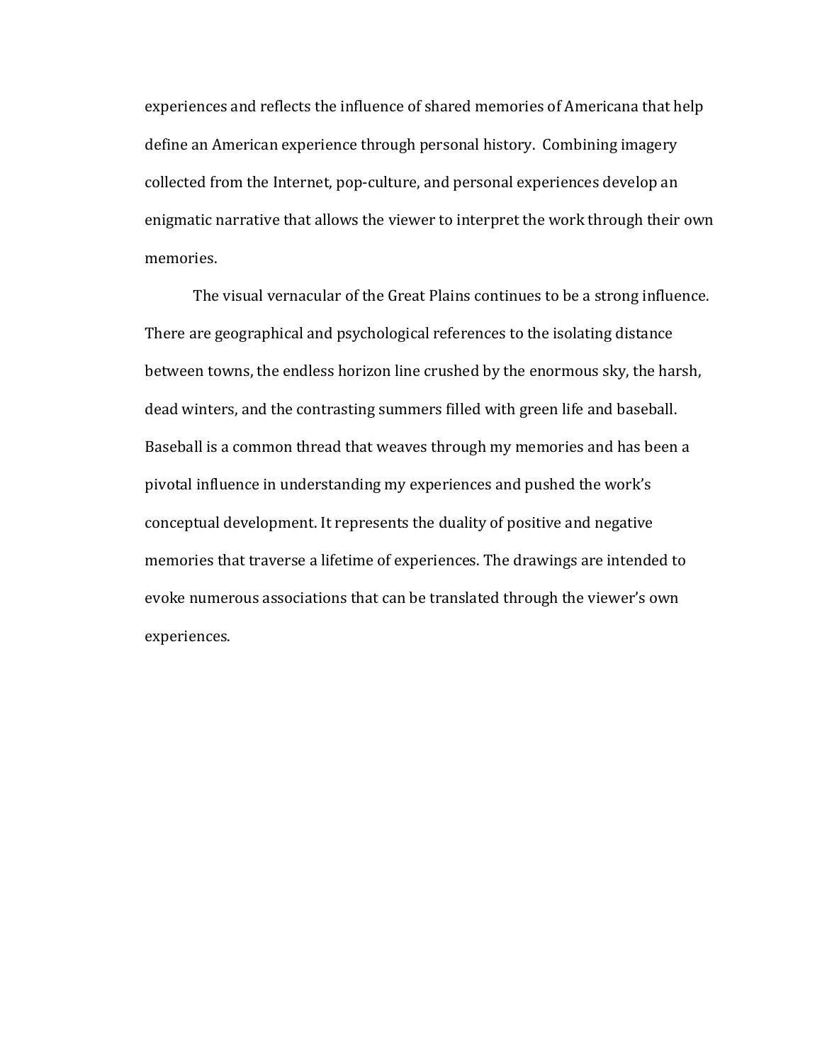experiences and reflects the influence of shared memories of Americana that help define an American experience through personal history. Combining imagery collected from the Internet, pop-culture, and personal experiences develop an enigmatic narrative that allows the viewer to interpret the work through their own memories.

The visual vernacular of the Great Plains continues to be a strong influence. There are geographical and psychological references to the isolating distance between towns, the endless horizon line crushed by the enormous sky, the harsh, dead winters, and the contrasting summers filled with green life and baseball. Baseball is a common thread that weaves through my memories and has been a pivotal influence in understanding my experiences and pushed the work's conceptual development. It represents the duality of positive and negative memories that traverse a lifetime of experiences. The drawings are intended to evoke numerous associations that can be translated through the viewer's own experiences.